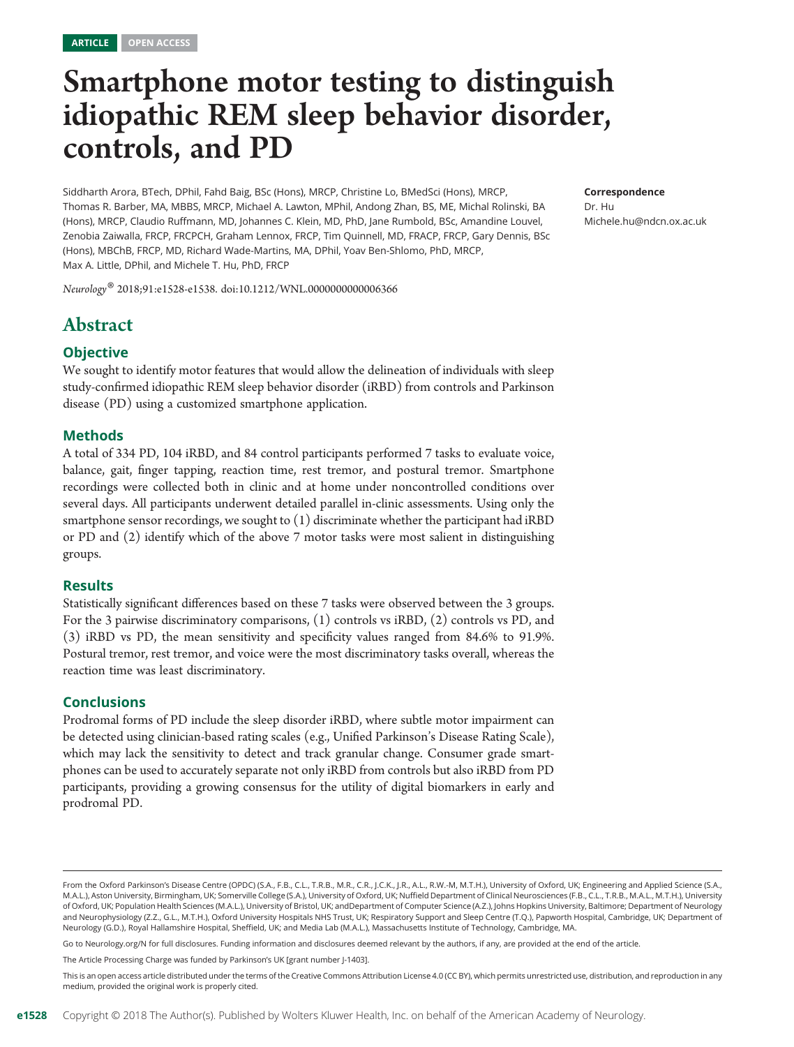ARTICLE OPEN ACCESS

# Smartphone motor testing to distinguish idiopathic REM sleep behavior disorder, controls, and PD

Siddharth Arora, BTech, DPhil, Fahd Baig, BSc (Hons), MRCP, Christine Lo, BMedSci (Hons), MRCP, Thomas R. Barber, MA, MBBS, MRCP, Michael A. Lawton, MPhil, Andong Zhan, BS, ME, Michal Rolinski, BA (Hons), MRCP, Claudio Ruffmann, MD, Johannes C. Klein, MD, PhD, Jane Rumbold, BSc, Amandine Louvel, Zenobia Zaiwalla, FRCP, FRCPCH, Graham Lennox, FRCP, Tim Quinnell, MD, FRACP, FRCP, Gary Dennis, BSc (Hons), MBChB, FRCP, MD, Richard Wade-Martins, MA, DPhil, Yoav Ben-Shlomo, PhD, MRCP, Max A. Little, DPhil, and Michele T. Hu, PhD, FRCP

*Neurology*® 2018;91:e1528-e1538. doi:10.1212/WNL.0000000000006366

**Correspondence**
Dr. Hu
Michele.hu@ndcn.ox.ac.uk

## Abstract

### Objective

We sought to identify motor features that would allow the delineation of individuals with sleep study-confirmed idiopathic REM sleep behavior disorder (iRBD) from controls and Parkinson disease (PD) using a customized smartphone application.

### Methods

A total of 334 PD, 104 iRBD, and 84 control participants performed 7 tasks to evaluate voice, balance, gait, finger tapping, reaction time, rest tremor, and postural tremor. Smartphone recordings were collected both in clinic and at home under noncontrolled conditions over several days. All participants underwent detailed parallel in-clinic assessments. Using only the smartphone sensor recordings, we sought to (1) discriminate whether the participant had iRBD or PD and (2) identify which of the above 7 motor tasks were most salient in distinguishing groups.

### Results

Statistically significant differences based on these 7 tasks were observed between the 3 groups. For the 3 pairwise discriminatory comparisons, (1) controls vs iRBD, (2) controls vs PD, and (3) iRBD vs PD, the mean sensitivity and specificity values ranged from 84.6% to 91.9%. Postural tremor, rest tremor, and voice were the most discriminatory tasks overall, whereas the reaction time was least discriminatory.

### Conclusions

Prodromal forms of PD include the sleep disorder iRBD, where subtle motor impairment can be detected using clinician-based rating scales (e.g., Unified Parkinson's Disease Rating Scale), which may lack the sensitivity to detect and track granular change. Consumer grade smartphones can be used to accurately separate not only iRBD from controls but also iRBD from PD participants, providing a growing consensus for the utility of digital biomarkers in early and prodromal PD.

From the Oxford Parkinson's Disease Centre (OPDC) (S.A., F.B., C.L., T.R.B., M.R., C.R., J.C.K., J.R., A.L., R.W.-M, M.T.H.), University of Oxford, UK; Engineering and Applied Science (S.A., M.A.L.), Aston University, Birmingham, UK; Somerville College (S.A.), University of Oxford, UK; Nuffield Department of Clinical Neurosciences (F.B., C.L., T.R.B., M.A.L., M.T.H.), University of Oxford, UK; Population Health Sciences (M.A.L.), University of Bristol, UK; andDepartment of Computer Science (A.Z.), Johns Hopkins University, Baltimore; Department of Neurology and Neurophysiology (Z.Z., G.L., M.T.H.), Oxford University Hospitals NHS Trust, UK; Respiratory Support and Sleep Centre (T.Q.), Papworth Hospital, Cambridge, UK; Department of Neurology (G.D.), Royal Hallamshire Hospital, Sheffield, UK; and Media Lab (M.A.L.), Massachusetts Institute of Technology, Cambridge, MA.

Go to Neurology.org/N for full disclosures. Funding information and disclosures deemed relevant by the authors, if any, are provided at the end of the article.

The Article Processing Charge was funded by Parkinson's UK [grant number J-1403].

This is an open access article distributed under the terms of the Creative Commons Attribution License 4.0 (CC BY), which permits unrestricted use, distribution, and reproduction in any medium, provided the original work is properly cited.

Copyright © 2018 The Author(s). Published by Wolters Kluwer Health, Inc. on behalf of the American Academy of Neurology.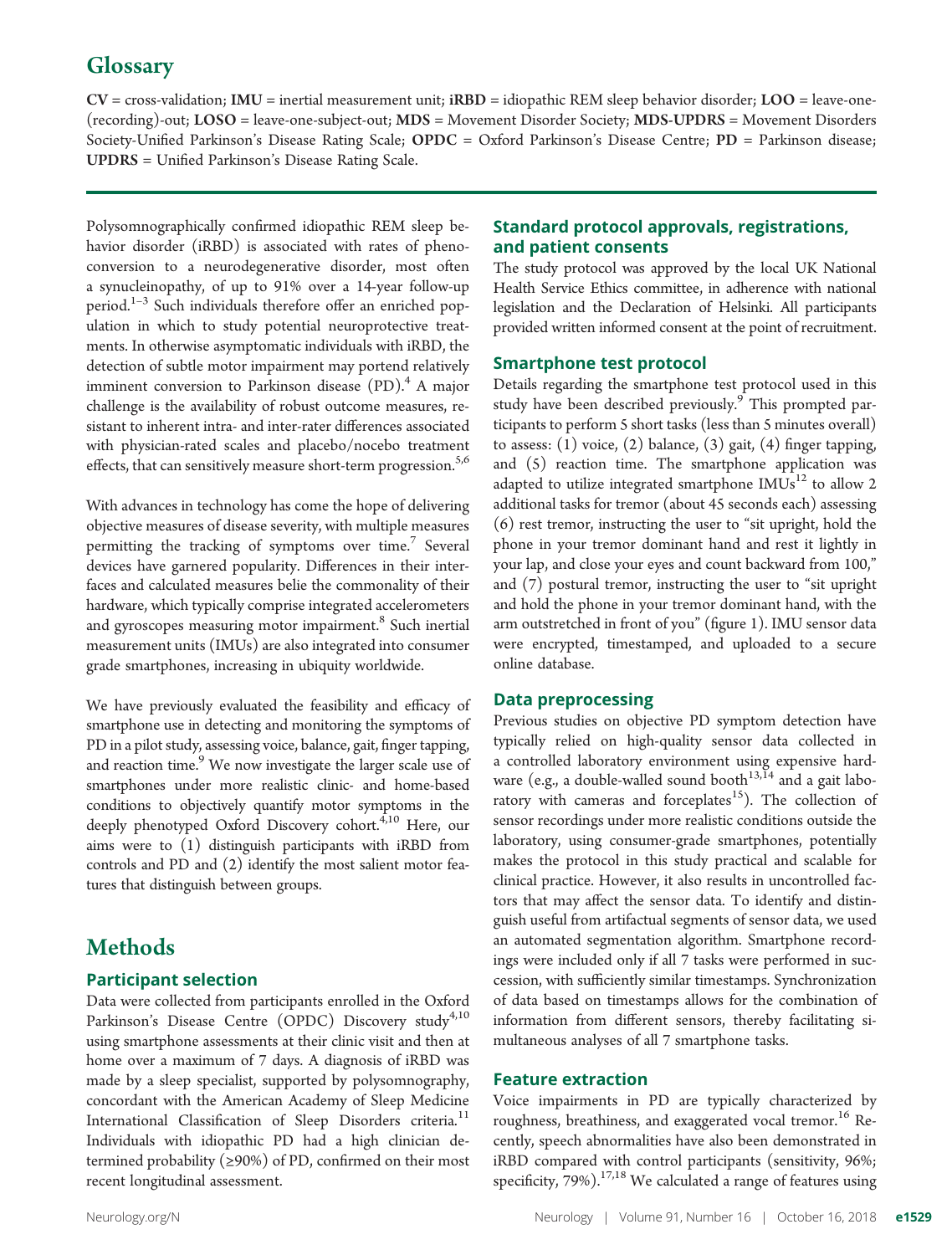## Glossary

**CV** = cross-validation; **IMU** = inertial measurement unit; **iRBD** = idiopathic REM sleep behavior disorder; **LOO** = leave-one-(recording)-out; **LOSO** = leave-one-subject-out; **MDS** = Movement Disorder Society; **MDS-UPDRS** = Movement Disorders Society-Unified Parkinson's Disease Rating Scale; **OPDC** = Oxford Parkinson's Disease Centre; **PD** = Parkinson disease; **UPDRS** = Unified Parkinson's Disease Rating Scale.

Polysomnographically confirmed idiopathic REM sleep behavior disorder (iRBD) is associated with rates of phenoconversion to a neurodegenerative disorder, most often a synucleinopathy, of up to 91% over a 14-year follow-up period.[1–3] Such individuals therefore offer an enriched population in which to study potential neuroprotective treatments. In otherwise asymptomatic individuals with iRBD, the detection of subtle motor impairment may portend relatively imminent conversion to Parkinson disease (PD).[4] A major challenge is the availability of robust outcome measures, resistant to inherent intra- and inter-rater differences associated with physician-rated scales and placebo/nocebo treatment effects, that can sensitively measure short-term progression.[5,6]

With advances in technology has come the hope of delivering objective measures of disease severity, with multiple measures permitting the tracking of symptoms over time.[7] Several devices have garnered popularity. Differences in their interfaces and calculated measures belie the commonality of their hardware, which typically comprise integrated accelerometers and gyroscopes measuring motor impairment.[8] Such inertial measurement units (IMUs) are also integrated into consumer grade smartphones, increasing in ubiquity worldwide.

We have previously evaluated the feasibility and efficacy of smartphone use in detecting and monitoring the symptoms of PD in a pilot study, assessing voice, balance, gait, finger tapping, and reaction time.[9] We now investigate the larger scale use of smartphones under more realistic clinic- and home-based conditions to objectively quantify motor symptoms in the deeply phenotyped Oxford Discovery cohort.[4,10] Here, our aims were to (1) distinguish participants with iRBD from controls and PD and (2) identify the most salient motor features that distinguish between groups.

# Methods

### Participant selection

Data were collected from participants enrolled in the Oxford Parkinson's Disease Centre (OPDC) Discovery study[4,10] using smartphone assessments at their clinic visit and then at home over a maximum of 7 days. A diagnosis of iRBD was made by a sleep specialist, supported by polysomnography, concordant with the American Academy of Sleep Medicine International Classification of Sleep Disorders criteria.[11] Individuals with idiopathic PD had a high clinician determined probability (≥90%) of PD, confirmed on their most recent longitudinal assessment.

### Standard protocol approvals, registrations, and patient consents

The study protocol was approved by the local UK National Health Service Ethics committee, in adherence with national legislation and the Declaration of Helsinki. All participants provided written informed consent at the point of recruitment.

### Smartphone test protocol

Details regarding the smartphone test protocol used in this study have been described previously.[9] This prompted participants to perform 5 short tasks (less than 5 minutes overall) to assess: (1) voice, (2) balance, (3) gait, (4) finger tapping, and (5) reaction time. The smartphone application was adapted to utilize integrated smartphone IMUs[12] to allow 2 additional tasks for tremor (about 45 seconds each) assessing (6) rest tremor, instructing the user to "sit upright, hold the phone in your tremor dominant hand and rest it lightly in your lap, and close your eyes and count backward from 100," and (7) postural tremor, instructing the user to "sit upright and hold the phone in your tremor dominant hand, with the arm outstretched in front of you" (figure 1). IMU sensor data were encrypted, timestamped, and uploaded to a secure online database.

### Data preprocessing

Previous studies on objective PD symptom detection have typically relied on high-quality sensor data collected in a controlled laboratory environment using expensive hardware (e.g., a double-walled sound booth[13,14] and a gait laboratory with cameras and forceplates[15]). The collection of sensor recordings under more realistic conditions outside the laboratory, using consumer-grade smartphones, potentially makes the protocol in this study practical and scalable for clinical practice. However, it also results in uncontrolled factors that may affect the sensor data. To identify and distinguish useful from artifactual segments of sensor data, we used an automated segmentation algorithm. Smartphone recordings were included only if all 7 tasks were performed in succession, with sufficiently similar timestamps. Synchronization of data based on timestamps allows for the combination of information from different sensors, thereby facilitating simultaneous analyses of all 7 smartphone tasks.

### Feature extraction

Voice impairments in PD are typically characterized by roughness, breathiness, and exaggerated vocal tremor.[16] Recently, speech abnormalities have also been demonstrated in iRBD compared with control participants (sensitivity, 96%; specificity, 79%).[17,18] We calculated a range of features using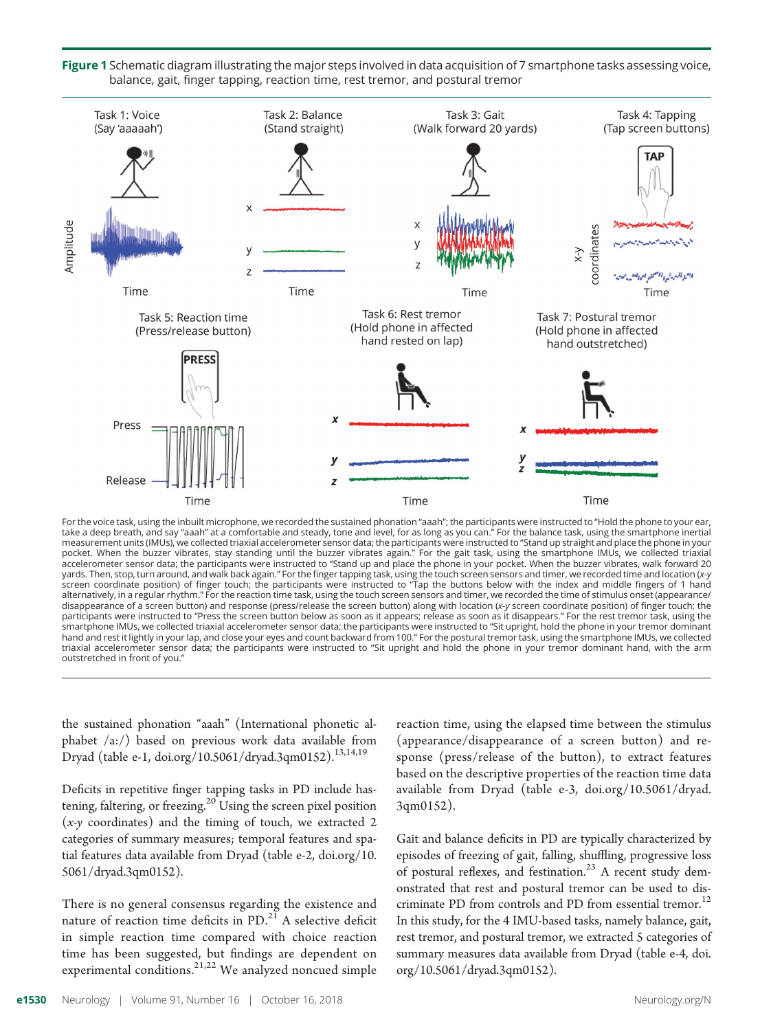**Figure 1** Schematic diagram illustrating the major steps involved in data acquisition of 7 smartphone tasks assessing voice, balance, gait, finger tapping, reaction time, rest tremor, and postural tremor

For the voice task, using the inbuilt microphone, we recorded the sustained phonation "aaah"; the participants were instructed to "Hold the phone to your ear, take a deep breath, and say "aaah" at a comfortable and steady, tone and level, for as long as you can." For the balance task, using the smartphone inertial measurement units (IMUs), we collected triaxial accelerometer sensor data; the participants were instructed to "Stand up straight and place the phone in your pocket. When the buzzer vibrates, stay standing until the buzzer vibrates again." For the gait task, using the smartphone IMUs, we collected triaxial accelerometer sensor data; the participants were instructed to "Stand up and place the phone in your pocket. When the buzzer vibrates, walk forward 20 yards. Then, stop, turn around, and walk back again." For the finger tapping task, using the touch screen sensors and timer, we recorded time and location (*x-y* screen coordinate position) of finger touch; the participants were instructed to "Tap the buttons below with the index and middle fingers of 1 hand alternatively, in a regular rhythm." For the reaction time task, using the touch screen sensors and timer, we recorded the time of stimulus onset (appearance/disappearance of a screen button) and response (press/release the screen button) along with location (*x-y* screen coordinate position) of finger touch; the participants were instructed to "Press the screen button below as soon as it appears; release as soon as it disappears." For the rest tremor task, using the smartphone IMUs, we collected triaxial accelerometer sensor data; the participants were instructed to "Sit upright, hold the phone in your tremor dominant hand and rest it lightly in your lap, and close your eyes and count backward from 100." For the postural tremor task, using the smartphone IMUs, we collected triaxial accelerometer sensor data; the participants were instructed to "Sit upright and hold the phone in your tremor dominant hand, with the arm outstretched in front of you."

the sustained phonation "aaah" (International phonetic alphabet /a:/) based on previous work data available from Dryad (table e-1, doi.org/10.5061/dryad.3qm0152).[13,14,19]

Deficits in repetitive finger tapping tasks in PD include hastening, faltering, or freezing.[20] Using the screen pixel position (*x-y* coordinates) and the timing of touch, we extracted 2 categories of summary measures; temporal features and spatial features data available from Dryad (table e-2, doi.org/10.5061/dryad.3qm0152).

There is no general consensus regarding the existence and nature of reaction time deficits in PD.[21] A selective deficit in simple reaction time compared with choice reaction time has been suggested, but findings are dependent on experimental conditions.[21,22] We analyzed noncued simple reaction time, using the elapsed time between the stimulus (appearance/disappearance of a screen button) and response (press/release of the button), to extract features based on the descriptive properties of the reaction time data available from Dryad (table e-3, doi.org/10.5061/dryad.3qm0152).

Gait and balance deficits in PD are typically characterized by episodes of freezing of gait, falling, shuffling, progressive loss of postural reflexes, and festination.[23] A recent study demonstrated that rest and postural tremor can be used to discriminate PD from controls and PD from essential tremor.[12] In this study, for the 4 IMU-based tasks, namely balance, gait, rest tremor, and postural tremor, we extracted 5 categories of summary measures data available from Dryad (table e-4, doi.org/10.5061/dryad.3qm0152).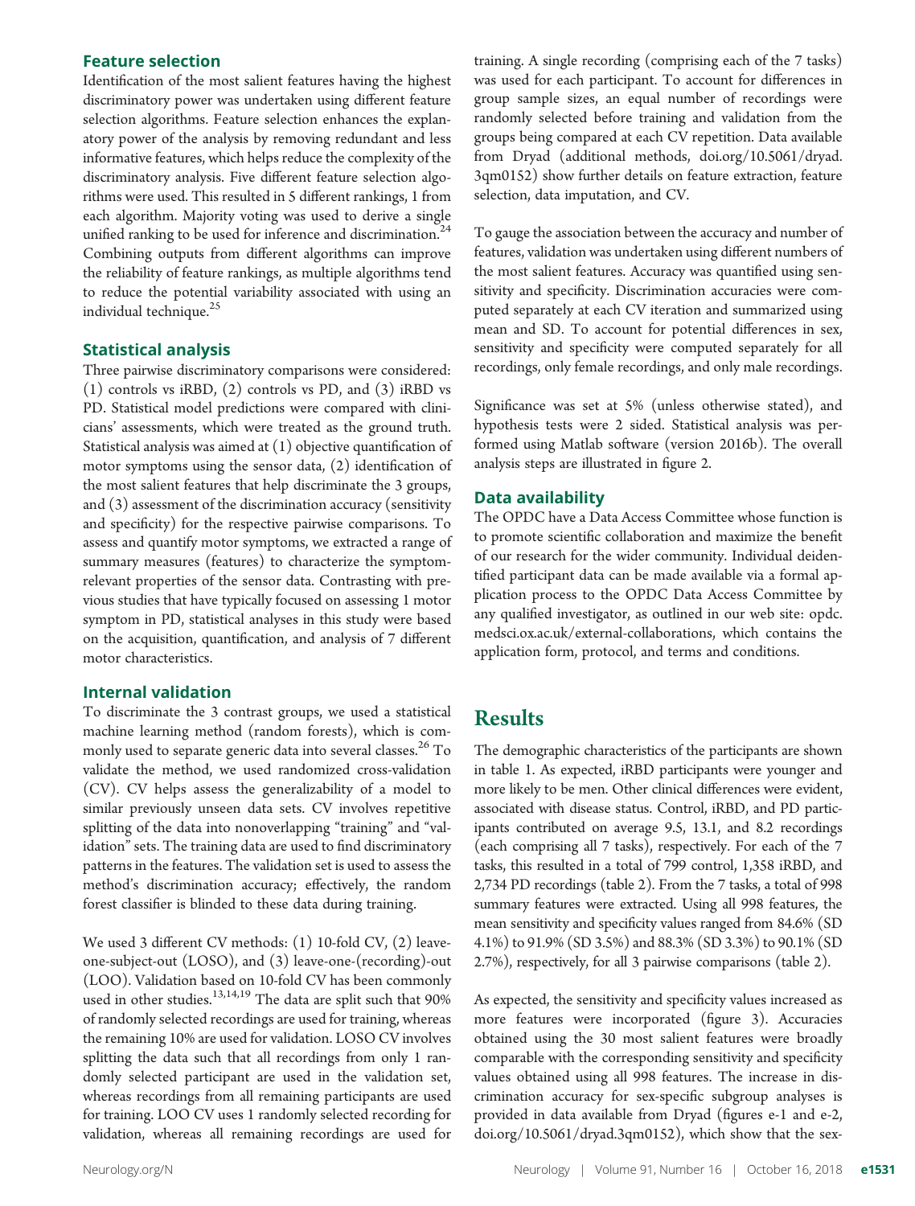### Feature selection

Identification of the most salient features having the highest discriminatory power was undertaken using different feature selection algorithms. Feature selection enhances the explanatory power of the analysis by removing redundant and less informative features, which helps reduce the complexity of the discriminatory analysis. Five different feature selection algorithms were used. This resulted in 5 different rankings, 1 from each algorithm. Majority voting was used to derive a single unified ranking to be used for inference and discrimination.[24] Combining outputs from different algorithms can improve the reliability of feature rankings, as multiple algorithms tend to reduce the potential variability associated with using an individual technique.[25]

### Statistical analysis

Three pairwise discriminatory comparisons were considered: (1) controls vs iRBD, (2) controls vs PD, and (3) iRBD vs PD. Statistical model predictions were compared with clinicians' assessments, which were treated as the ground truth. Statistical analysis was aimed at (1) objective quantification of motor symptoms using the sensor data, (2) identification of the most salient features that help discriminate the 3 groups, and (3) assessment of the discrimination accuracy (sensitivity and specificity) for the respective pairwise comparisons. To assess and quantify motor symptoms, we extracted a range of summary measures (features) to characterize the symptom-relevant properties of the sensor data. Contrasting with previous studies that have typically focused on assessing 1 motor symptom in PD, statistical analyses in this study were based on the acquisition, quantification, and analysis of 7 different motor characteristics.

### Internal validation

To discriminate the 3 contrast groups, we used a statistical machine learning method (random forests), which is commonly used to separate generic data into several classes.[26] To validate the method, we used randomized cross-validation (CV). CV helps assess the generalizability of a model to similar previously unseen data sets. CV involves repetitive splitting of the data into nonoverlapping "training" and "validation" sets. The training data are used to find discriminatory patterns in the features. The validation set is used to assess the method's discrimination accuracy; effectively, the random forest classifier is blinded to these data during training.

We used 3 different CV methods: (1) 10-fold CV, (2) leave-one-subject-out (LOSO), and (3) leave-one-(recording)-out (LOO). Validation based on 10-fold CV has been commonly used in other studies.[13,14,19] The data are split such that 90% of randomly selected recordings are used for training, whereas the remaining 10% are used for validation. LOSO CV involves splitting the data such that all recordings from only 1 randomly selected participant are used in the validation set, whereas recordings from all remaining participants are used for training. LOO CV uses 1 randomly selected recording for validation, whereas all remaining recordings are used for training. A single recording (comprising each of the 7 tasks) was used for each participant. To account for differences in group sample sizes, an equal number of recordings were randomly selected before training and validation from the groups being compared at each CV repetition. Data available from Dryad (additional methods, doi.org/10.5061/dryad.3qm0152) show further details on feature extraction, feature selection, data imputation, and CV.

To gauge the association between the accuracy and number of features, validation was undertaken using different numbers of the most salient features. Accuracy was quantified using sensitivity and specificity. Discrimination accuracies were computed separately at each CV iteration and summarized using mean and SD. To account for potential differences in sex, sensitivity and specificity were computed separately for all recordings, only female recordings, and only male recordings.

Significance was set at 5% (unless otherwise stated), and hypothesis tests were 2 sided. Statistical analysis was performed using Matlab software (version 2016b). The overall analysis steps are illustrated in figure 2.

### Data availability

The OPDC have a Data Access Committee whose function is to promote scientific collaboration and maximize the benefit of our research for the wider community. Individual deidentified participant data can be made available via a formal application process to the OPDC Data Access Committee by any qualified investigator, as outlined in our web site: opdc.medsci.ox.ac.uk/external-collaborations, which contains the application form, protocol, and terms and conditions.

## Results

The demographic characteristics of the participants are shown in table 1. As expected, iRBD participants were younger and more likely to be men. Other clinical differences were evident, associated with disease status. Control, iRBD, and PD participants contributed on average 9.5, 13.1, and 8.2 recordings (each comprising all 7 tasks), respectively. For each of the 7 tasks, this resulted in a total of 799 control, 1,358 iRBD, and 2,734 PD recordings (table 2). From the 7 tasks, a total of 998 summary features were extracted. Using all 998 features, the mean sensitivity and specificity values ranged from 84.6% (SD 4.1%) to 91.9% (SD 3.5%) and 88.3% (SD 3.3%) to 90.1% (SD 2.7%), respectively, for all 3 pairwise comparisons (table 2).

As expected, the sensitivity and specificity values increased as more features were incorporated (figure 3). Accuracies obtained using the 30 most salient features were broadly comparable with the corresponding sensitivity and specificity values obtained using all 998 features. The increase in discrimination accuracy for sex-specific subgroup analyses is provided in data available from Dryad (figures e-1 and e-2, doi.org/10.5061/dryad.3qm0152), which show that the sex-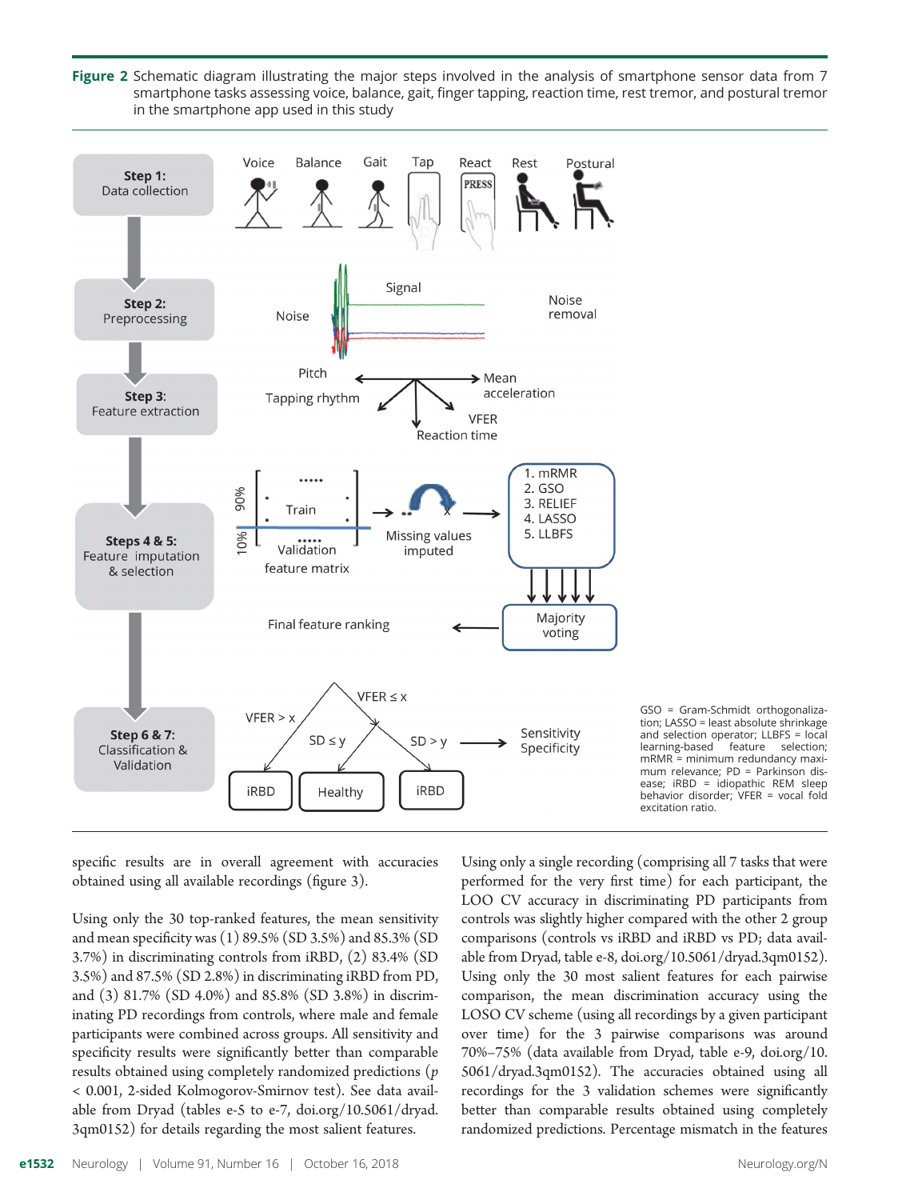**Figure 2** Schematic diagram illustrating the major steps involved in the analysis of smartphone sensor data from 7 smartphone tasks assessing voice, balance, gait, finger tapping, reaction time, rest tremor, and postural tremor in the smartphone app used in this study

GSO = Gram-Schmidt orthogonalization; LASSO = least absolute shrinkage and selection operator; LLBFS = local learning-based feature selection; mRMR = minimum redundancy maximum relevance; PD = Parkinson disease; iRBD = idiopathic REM sleep behavior disorder; VFER = vocal fold excitation ratio.

specific results are in overall agreement with accuracies obtained using all available recordings (figure 3).

Using only the 30 top-ranked features, the mean sensitivity and mean specificity was (1) 89.5% (SD 3.5%) and 85.3% (SD 3.7%) in discriminating controls from iRBD, (2) 83.4% (SD 3.5%) and 87.5% (SD 2.8%) in discriminating iRBD from PD, and (3) 81.7% (SD 4.0%) and 85.8% (SD 3.8%) in discriminating PD recordings from controls, where male and female participants were combined across groups. All sensitivity and specificity results were significantly better than comparable results obtained using completely randomized predictions ($p < 0.001$, 2-sided Kolmogorov-Smirnov test). See data available from Dryad (tables e-5 to e-7, doi.org/10.5061/dryad.3qm0152) for details regarding the most salient features.

Using only a single recording (comprising all 7 tasks that were performed for the very first time) for each participant, the LOO CV accuracy in discriminating PD participants from controls was slightly higher compared with the other 2 group comparisons (controls vs iRBD and iRBD vs PD; data available from Dryad, table e-8, doi.org/10.5061/dryad.3qm0152). Using only the 30 most salient features for each pairwise comparison, the mean discrimination accuracy using the LOSO CV scheme (using all recordings by a given participant over time) for the 3 pairwise comparisons was around 70%–75% (data available from Dryad, table e-9, doi.org/10.5061/dryad.3qm0152). The accuracies obtained using all recordings for the 3 validation schemes were significantly better than comparable results obtained using completely randomized predictions. Percentage mismatch in the features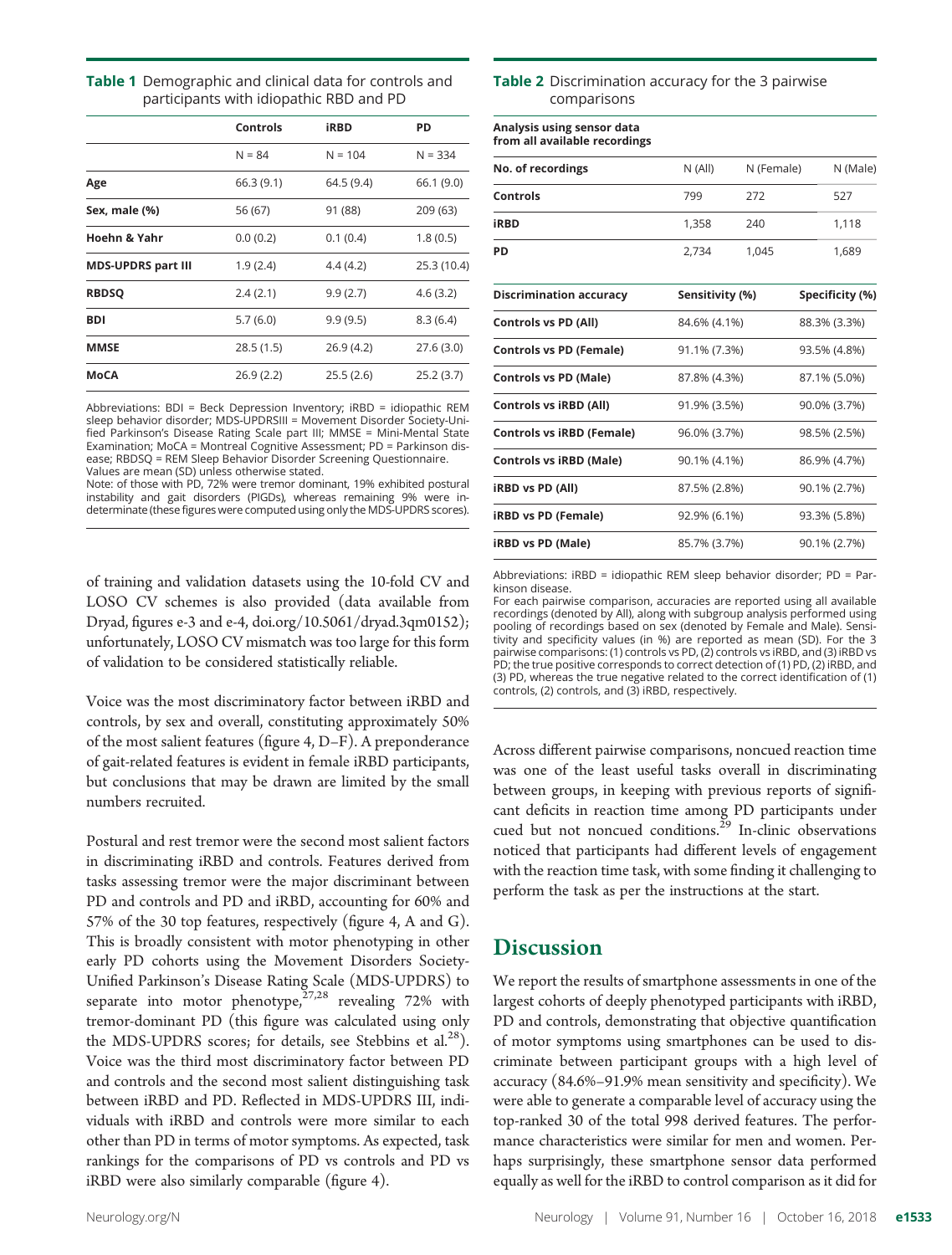**Table 1** Demographic and clinical data for controls and participants with idiopathic RBD and PD

| | Controls | iRBD | PD |
|---|---|---|---|
| | N = 84 | N = 104 | N = 334 |
| **Age** | 66.3 (9.1) | 64.5 (9.4) | 66.1 (9.0) |
| **Sex, male (%)** | 56 (67) | 91 (88) | 209 (63) |
| **Hoehn & Yahr** | 0.0 (0.2) | 0.1 (0.4) | 1.8 (0.5) |
| **MDS-UPDRS part III** | 1.9 (2.4) | 4.4 (4.2) | 25.3 (10.4) |
| **RBDSQ** | 2.4 (2.1) | 9.9 (2.7) | 4.6 (3.2) |
| **BDI** | 5.7 (6.0) | 9.9 (9.5) | 8.3 (6.4) |
| **MMSE** | 28.5 (1.5) | 26.9 (4.2) | 27.6 (3.0) |
| **MoCA** | 26.9 (2.2) | 25.5 (2.6) | 25.2 (3.7) |

Abbreviations: BDI = Beck Depression Inventory; iRBD = idiopathic REM sleep behavior disorder; MDS-UPDRSIII = Movement Disorder Society-Unified Parkinson's Disease Rating Scale part III; MMSE = Mini-Mental State Examination; MoCA = Montreal Cognitive Assessment; PD = Parkinson disease; RBDSQ = REM Sleep Behavior Disorder Screening Questionnaire. Values are mean (SD) unless otherwise stated.
Note: of those with PD, 72% were tremor dominant, 19% exhibited postural instability and gait disorders (PIGDs), whereas remaining 9% were indeterminate (these figures were computed using only the MDS-UPDRS scores).

**Table 2** Discrimination accuracy for the 3 pairwise comparisons

| Analysis using sensor data from all available recordings | | | |
|---|---|---|---|
| **No. of recordings** | N (All) | N (Female) | N (Male) |
| **Controls** | 799 | 272 | 527 |
| **iRBD** | 1,358 | 240 | 1,118 |
| **PD** | 2,734 | 1,045 | 1,689 |

| Discrimination accuracy | Sensitivity (%) | Specificity (%) |
|---|---|---|
| **Controls vs PD (All)** | 84.6% (4.1%) | 88.3% (3.3%) |
| **Controls vs PD (Female)** | 91.1% (7.3%) | 93.5% (4.8%) |
| **Controls vs PD (Male)** | 87.8% (4.3%) | 87.1% (5.0%) |
| **Controls vs iRBD (All)** | 91.9% (3.5%) | 90.0% (3.7%) |
| **Controls vs iRBD (Female)** | 96.0% (3.7%) | 98.5% (2.5%) |
| **Controls vs iRBD (Male)** | 90.1% (4.1%) | 86.9% (4.7%) |
| **iRBD vs PD (All)** | 87.5% (2.8%) | 90.1% (2.7%) |
| **iRBD vs PD (Female)** | 92.9% (6.1%) | 93.3% (5.8%) |
| **iRBD vs PD (Male)** | 85.7% (3.7%) | 90.1% (2.7%) |

Abbreviations: iRBD = idiopathic REM sleep behavior disorder; PD = Parkinson disease.
For each pairwise comparison, accuracies are reported using all available recordings (denoted by All), along with subgroup analysis performed using pooling of recordings based on sex (denoted by Female and Male). Sensitivity and specificity values (in %) are reported as mean (SD). For the 3 pairwise comparisons: (1) controls vs PD, (2) controls vs iRBD, and (3) iRBD vs PD; the true positive corresponds to correct detection of (1) PD, (2) iRBD, and (3) PD, whereas the true negative related to the correct identification of (1) controls, (2) controls, and (3) iRBD, respectively.

of training and validation datasets using the 10-fold CV and LOSO CV schemes is also provided (data available from Dryad, figures e-3 and e-4, doi.org/10.5061/dryad.3qm0152); unfortunately, LOSO CV mismatch was too large for this form of validation to be considered statistically reliable.

Voice was the most discriminatory factor between iRBD and controls, by sex and overall, constituting approximately 50% of the most salient features (figure 4, D–F). A preponderance of gait-related features is evident in female iRBD participants, but conclusions that may be drawn are limited by the small numbers recruited.

Postural and rest tremor were the second most salient factors in discriminating iRBD and controls. Features derived from tasks assessing tremor were the major discriminant between PD and controls and PD and iRBD, accounting for 60% and 57% of the 30 top features, respectively (figure 4, A and G). This is broadly consistent with motor phenotyping in other early PD cohorts using the Movement Disorders Society-Unified Parkinson's Disease Rating Scale (MDS-UPDRS) to separate into motor phenotype,[27,28] revealing 72% with tremor-dominant PD (this figure was calculated using only the MDS-UPDRS scores; for details, see Stebbins et al.[28]). Voice was the third most discriminatory factor between PD and controls and the second most salient distinguishing task between iRBD and PD. Reflected in MDS-UPDRS III, individuals with iRBD and controls were more similar to each other than PD in terms of motor symptoms. As expected, task rankings for the comparisons of PD vs controls and PD vs iRBD were also similarly comparable (figure 4).

Across different pairwise comparisons, noncued reaction time was one of the least useful tasks overall in discriminating between groups, in keeping with previous reports of significant deficits in reaction time among PD participants under cued but not noncued conditions.[29] In-clinic observations noticed that participants had different levels of engagement with the reaction time task, with some finding it challenging to perform the task as per the instructions at the start.

## Discussion

We report the results of smartphone assessments in one of the largest cohorts of deeply phenotyped participants with iRBD, PD and controls, demonstrating that objective quantification of motor symptoms using smartphones can be used to discriminate between participant groups with a high level of accuracy (84.6%–91.9% mean sensitivity and specificity). We were able to generate a comparable level of accuracy using the top-ranked 30 of the total 998 derived features. The performance characteristics were similar for men and women. Perhaps surprisingly, these smartphone sensor data performed equally as well for the iRBD to control comparison as it did for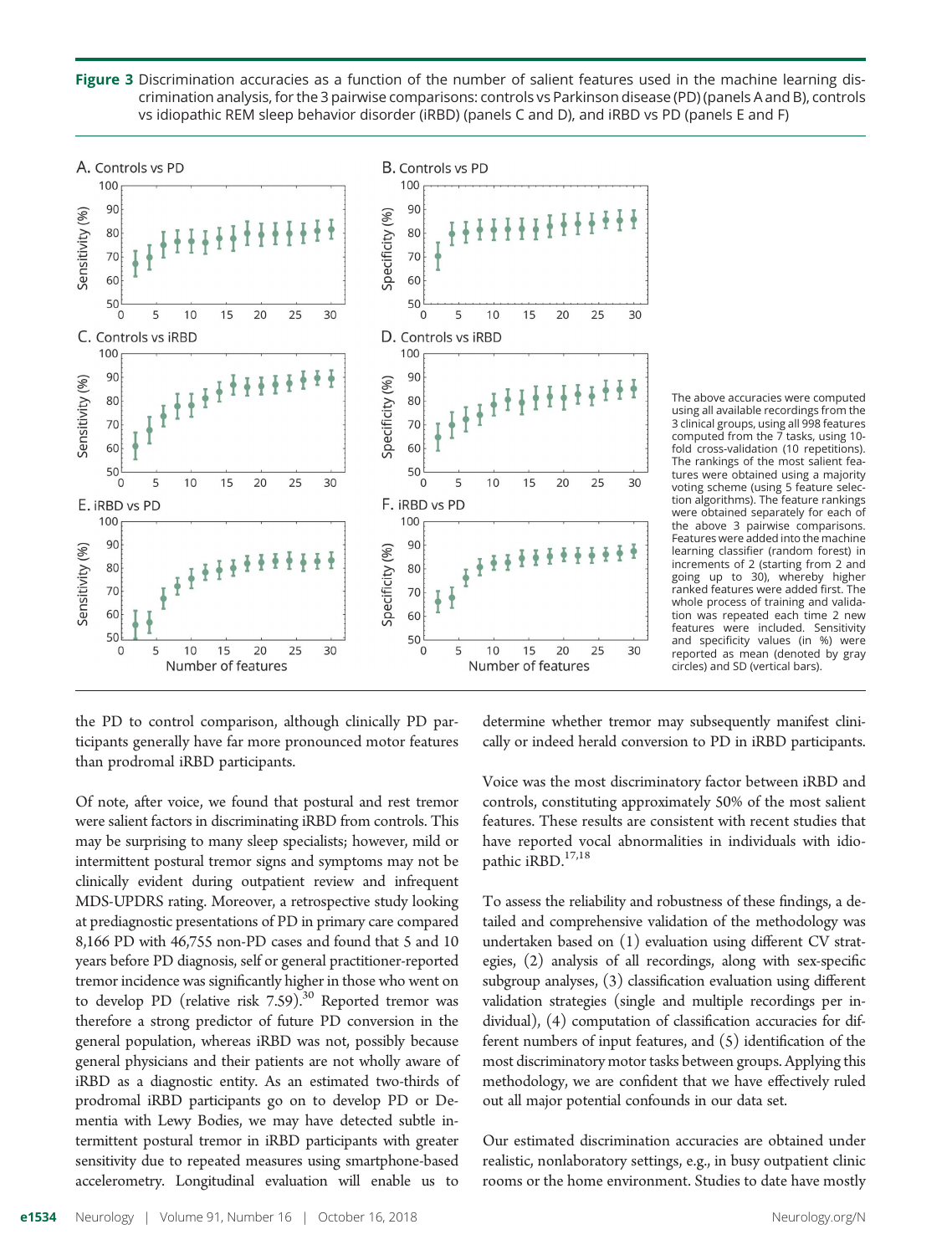**Figure 3** Discrimination accuracies as a function of the number of salient features used in the machine learning discrimination analysis, for the 3 pairwise comparisons: controls vs Parkinson disease (PD) (panels A and B), controls vs idiopathic REM sleep behavior disorder (iRBD) (panels C and D), and iRBD vs PD (panels E and F)

The above accuracies were computed using all available recordings from the 3 clinical groups, using all 998 features computed from the 7 tasks, using 10-fold cross-validation (10 repetitions). The rankings of the most salient features were obtained using a majority voting scheme (using 5 feature selection algorithms). The feature rankings were obtained separately for each of the above 3 pairwise comparisons. Features were added into the machine learning classifier (random forest) in increments of 2 (starting from 2 and going up to 30), whereby higher ranked features were added first. The whole process of training and validation was repeated each time 2 new features were included. Sensitivity and specificity values (in %) were reported as mean (denoted by gray circles) and SD (vertical bars).

the PD to control comparison, although clinically PD participants generally have far more pronounced motor features than prodromal iRBD participants.

Of note, after voice, we found that postural and rest tremor were salient factors in discriminating iRBD from controls. This may be surprising to many sleep specialists; however, mild or intermittent postural tremor signs and symptoms may not be clinically evident during outpatient review and infrequent MDS-UPDRS rating. Moreover, a retrospective study looking at prediagnostic presentations of PD in primary care compared 8,166 PD with 46,755 non-PD cases and found that 5 and 10 years before PD diagnosis, self or general practitioner-reported tremor incidence was significantly higher in those who went on to develop PD (relative risk 7.59).[30] Reported tremor was therefore a strong predictor of future PD conversion in the general population, whereas iRBD was not, possibly because general physicians and their patients are not wholly aware of iRBD as a diagnostic entity. As an estimated two-thirds of prodromal iRBD participants go on to develop PD or Dementia with Lewy Bodies, we may have detected subtle intermittent postural tremor in iRBD participants with greater sensitivity due to repeated measures using smartphone-based accelerometry. Longitudinal evaluation will enable us to determine whether tremor may subsequently manifest clinically or indeed herald conversion to PD in iRBD participants.

Voice was the most discriminatory factor between iRBD and controls, constituting approximately 50% of the most salient features. These results are consistent with recent studies that have reported vocal abnormalities in individuals with idiopathic iRBD.[17,18]

To assess the reliability and robustness of these findings, a detailed and comprehensive validation of the methodology was undertaken based on (1) evaluation using different CV strategies, (2) analysis of all recordings, along with sex-specific subgroup analyses, (3) classification evaluation using different validation strategies (single and multiple recordings per individual), (4) computation of classification accuracies for different numbers of input features, and (5) identification of the most discriminatory motor tasks between groups. Applying this methodology, we are confident that we have effectively ruled out all major potential confounds in our data set.

Our estimated discrimination accuracies are obtained under realistic, nonlaboratory settings, e.g., in busy outpatient clinic rooms or the home environment. Studies to date have mostly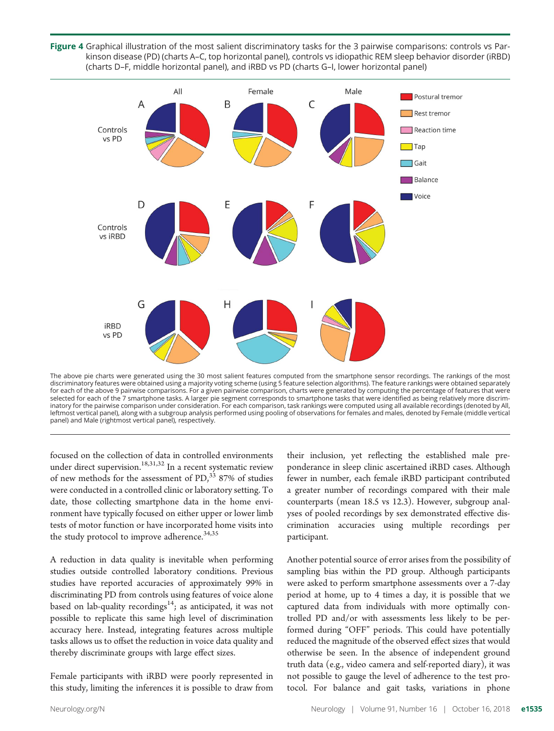**Figure 4** Graphical illustration of the most salient discriminatory tasks for the 3 pairwise comparisons: controls vs Parkinson disease (PD) (charts A–C, top horizontal panel), controls vs idiopathic REM sleep behavior disorder (iRBD) (charts D–F, middle horizontal panel), and iRBD vs PD (charts G–I, lower horizontal panel)

The above pie charts were generated using the 30 most salient features computed from the smartphone sensor recordings. The rankings of the most discriminatory features were obtained using a majority voting scheme (using 5 feature selection algorithms). The feature rankings were obtained separately for each of the above 9 pairwise comparisons. For a given pairwise comparison, charts were generated by computing the percentage of features that were selected for each of the 7 smartphone tasks. A larger pie segment corresponds to smartphone tasks that were identified as being relatively more discriminatory for the pairwise comparison under consideration. For each comparison, task rankings were computed using all available recordings (denoted by All, leftmost vertical panel), along with a subgroup analysis performed using pooling of observations for females and males, denoted by Female (middle vertical panel) and Male (rightmost vertical panel), respectively.

focused on the collection of data in controlled environments under direct supervision.[18,31,32] In a recent systematic review of new methods for the assessment of PD,[33] 87% of studies were conducted in a controlled clinic or laboratory setting. To date, those collecting smartphone data in the home environment have typically focused on either upper or lower limb tests of motor function or have incorporated home visits into the study protocol to improve adherence.[34,35]

A reduction in data quality is inevitable when performing studies outside controlled laboratory conditions. Previous studies have reported accuracies of approximately 99% in discriminating PD from controls using features of voice alone based on lab-quality recordings[14]; as anticipated, it was not possible to replicate this same high level of discrimination accuracy here. Instead, integrating features across multiple tasks allows us to offset the reduction in voice data quality and thereby discriminate groups with large effect sizes.

Female participants with iRBD were poorly represented in this study, limiting the inferences it is possible to draw from their inclusion, yet reflecting the established male preponderance in sleep clinic ascertained iRBD cases. Although fewer in number, each female iRBD participant contributed a greater number of recordings compared with their male counterparts (mean 18.5 vs 12.3). However, subgroup analyses of pooled recordings by sex demonstrated effective discrimination accuracies using multiple recordings per participant.

Another potential source of error arises from the possibility of sampling bias within the PD group. Although participants were asked to perform smartphone assessments over a 7-day period at home, up to 4 times a day, it is possible that we captured data from individuals with more optimally controlled PD and/or with assessments less likely to be performed during "OFF" periods. This could have potentially reduced the magnitude of the observed effect sizes that would otherwise be seen. In the absence of independent ground truth data (e.g., video camera and self-reported diary), it was not possible to gauge the level of adherence to the test protocol. For balance and gait tasks, variations in phone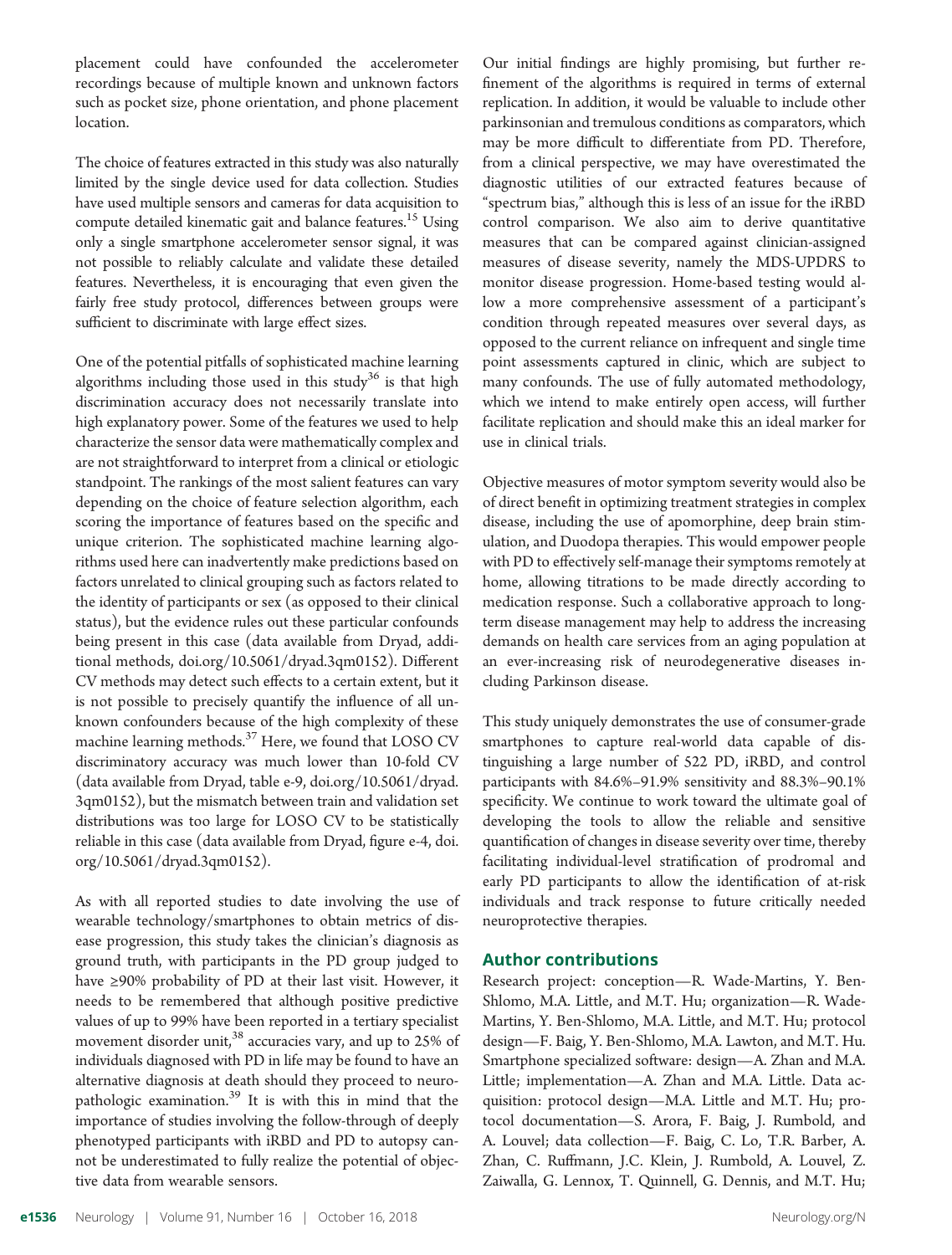placement could have confounded the accelerometer recordings because of multiple known and unknown factors such as pocket size, phone orientation, and phone placement location.

The choice of features extracted in this study was also naturally limited by the single device used for data collection. Studies have used multiple sensors and cameras for data acquisition to compute detailed kinematic gait and balance features.[15] Using only a single smartphone accelerometer sensor signal, it was not possible to reliably calculate and validate these detailed features. Nevertheless, it is encouraging that even given the fairly free study protocol, differences between groups were sufficient to discriminate with large effect sizes.

One of the potential pitfalls of sophisticated machine learning algorithms including those used in this study[36] is that high discrimination accuracy does not necessarily translate into high explanatory power. Some of the features we used to help characterize the sensor data were mathematically complex and are not straightforward to interpret from a clinical or etiologic standpoint. The rankings of the most salient features can vary depending on the choice of feature selection algorithm, each scoring the importance of features based on the specific and unique criterion. The sophisticated machine learning algorithms used here can inadvertently make predictions based on factors unrelated to clinical grouping such as factors related to the identity of participants or sex (as opposed to their clinical status), but the evidence rules out these particular confounds being present in this case (data available from Dryad, additional methods, doi.org/10.5061/dryad.3qm0152). Different CV methods may detect such effects to a certain extent, but it is not possible to precisely quantify the influence of all unknown confounders because of the high complexity of these machine learning methods.[37] Here, we found that LOSO CV discriminatory accuracy was much lower than 10-fold CV (data available from Dryad, table e-9, doi.org/10.5061/dryad.3qm0152), but the mismatch between train and validation set distributions was too large for LOSO CV to be statistically reliable in this case (data available from Dryad, figure e-4, doi.org/10.5061/dryad.3qm0152).

As with all reported studies to date involving the use of wearable technology/smartphones to obtain metrics of disease progression, this study takes the clinician's diagnosis as ground truth, with participants in the PD group judged to have ≥90% probability of PD at their last visit. However, it needs to be remembered that although positive predictive values of up to 99% have been reported in a tertiary specialist movement disorder unit,[38] accuracies vary, and up to 25% of individuals diagnosed with PD in life may be found to have an alternative diagnosis at death should they proceed to neuropathologic examination.[39] It is with this in mind that the importance of studies involving the follow-through of deeply phenotyped participants with iRBD and PD to autopsy cannot be underestimated to fully realize the potential of objective data from wearable sensors.

Our initial findings are highly promising, but further refinement of the algorithms is required in terms of external replication. In addition, it would be valuable to include other parkinsonian and tremulous conditions as comparators, which may be more difficult to differentiate from PD. Therefore, from a clinical perspective, we may have overestimated the diagnostic utilities of our extracted features because of "spectrum bias," although this is less of an issue for the iRBD control comparison. We also aim to derive quantitative measures that can be compared against clinician-assigned measures of disease severity, namely the MDS-UPDRS to monitor disease progression. Home-based testing would allow a more comprehensive assessment of a participant's condition through repeated measures over several days, as opposed to the current reliance on infrequent and single time point assessments captured in clinic, which are subject to many confounds. The use of fully automated methodology, which we intend to make entirely open access, will further facilitate replication and should make this an ideal marker for use in clinical trials.

Objective measures of motor symptom severity would also be of direct benefit in optimizing treatment strategies in complex disease, including the use of apomorphine, deep brain stimulation, and Duodopa therapies. This would empower people with PD to effectively self-manage their symptoms remotely at home, allowing titrations to be made directly according to medication response. Such a collaborative approach to long-term disease management may help to address the increasing demands on health care services from an aging population at an ever-increasing risk of neurodegenerative diseases including Parkinson disease.

This study uniquely demonstrates the use of consumer-grade smartphones to capture real-world data capable of distinguishing a large number of 522 PD, iRBD, and control participants with 84.6%–91.9% sensitivity and 88.3%–90.1% specificity. We continue to work toward the ultimate goal of developing the tools to allow the reliable and sensitive quantification of changes in disease severity over time, thereby facilitating individual-level stratification of prodromal and early PD participants to allow the identification of at-risk individuals and track response to future critically needed neuroprotective therapies.

## Author contributions

Research project: conception—R. Wade-Martins, Y. Ben-Shlomo, M.A. Little, and M.T. Hu; organization—R. Wade-Martins, Y. Ben-Shlomo, M.A. Little, and M.T. Hu; protocol design—F. Baig, Y. Ben-Shlomo, M.A. Lawton, and M.T. Hu. Smartphone specialized software: design—A. Zhan and M.A. Little; implementation—A. Zhan and M.A. Little. Data acquisition: protocol design—M.A. Little and M.T. Hu; protocol documentation—S. Arora, F. Baig, J. Rumbold, and A. Louvel; data collection—F. Baig, C. Lo, T.R. Barber, A. Zhan, C. Ruffmann, J.C. Klein, J. Rumbold, A. Louvel, Z. Zaiwalla, G. Lennox, T. Quinnell, G. Dennis, and M.T. Hu;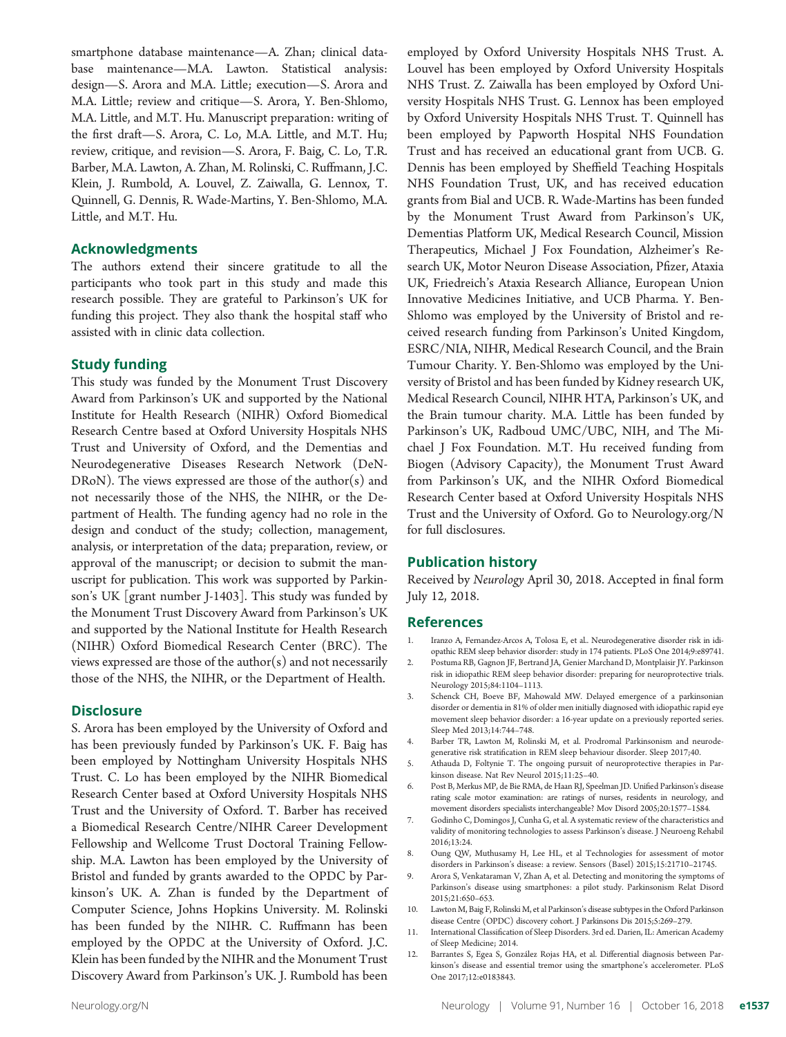smartphone database maintenance—A. Zhan; clinical database maintenance—M.A. Lawton. Statistical analysis: design—S. Arora and M.A. Little; execution—S. Arora and M.A. Little; review and critique—S. Arora, Y. Ben-Shlomo, M.A. Little, and M.T. Hu. Manuscript preparation: writing of the first draft—S. Arora, C. Lo, M.A. Little, and M.T. Hu; review, critique, and revision—S. Arora, F. Baig, C. Lo, T.R. Barber, M.A. Lawton, A. Zhan, M. Rolinski, C. Ruffmann, J.C. Klein, J. Rumbold, A. Louvel, Z. Zaiwalla, G. Lennox, T. Quinnell, G. Dennis, R. Wade-Martins, Y. Ben-Shlomo, M.A. Little, and M.T. Hu.

## Acknowledgments

The authors extend their sincere gratitude to all the participants who took part in this study and made this research possible. They are grateful to Parkinson's UK for funding this project. They also thank the hospital staff who assisted with in clinic data collection.

## Study funding

This study was funded by the Monument Trust Discovery Award from Parkinson's UK and supported by the National Institute for Health Research (NIHR) Oxford Biomedical Research Centre based at Oxford University Hospitals NHS Trust and University of Oxford, and the Dementias and Neurodegenerative Diseases Research Network (DeNDRoN). The views expressed are those of the author(s) and not necessarily those of the NHS, the NIHR, or the Department of Health. The funding agency had no role in the design and conduct of the study; collection, management, analysis, or interpretation of the data; preparation, review, or approval of the manuscript; or decision to submit the manuscript for publication. This work was supported by Parkinson's UK [grant number J-1403]. This study was funded by the Monument Trust Discovery Award from Parkinson's UK and supported by the National Institute for Health Research (NIHR) Oxford Biomedical Research Center (BRC). The views expressed are those of the author(s) and not necessarily those of the NHS, the NIHR, or the Department of Health.

## Disclosure

S. Arora has been employed by the University of Oxford and has been previously funded by Parkinson's UK. F. Baig has been employed by Nottingham University Hospitals NHS Trust. C. Lo has been employed by the NIHR Biomedical Research Center based at Oxford University Hospitals NHS Trust and the University of Oxford. T. Barber has received a Biomedical Research Centre/NIHR Career Development Fellowship and Wellcome Trust Doctoral Training Fellowship. M.A. Lawton has been employed by the University of Bristol and funded by grants awarded to the OPDC by Parkinson's UK. A. Zhan is funded by the Department of Computer Science, Johns Hopkins University. M. Rolinski has been funded by the NIHR. C. Ruffmann has been employed by the OPDC at the University of Oxford. J.C. Klein has been funded by the NIHR and the Monument Trust Discovery Award from Parkinson's UK. J. Rumbold has been employed by Oxford University Hospitals NHS Trust. A. Louvel has been employed by Oxford University Hospitals NHS Trust. Z. Zaiwalla has been employed by Oxford University Hospitals NHS Trust. G. Lennox has been employed by Oxford University Hospitals NHS Trust. T. Quinnell has been employed by Papworth Hospital NHS Foundation Trust and has received an educational grant from UCB. G. Dennis has been employed by Sheffield Teaching Hospitals NHS Foundation Trust, UK, and has received education grants from Bial and UCB. R. Wade-Martins has been funded by the Monument Trust Award from Parkinson's UK, Dementias Platform UK, Medical Research Council, Mission Therapeutics, Michael J Fox Foundation, Alzheimer's Research UK, Motor Neuron Disease Association, Pfizer, Ataxia UK, Friedreich's Ataxia Research Alliance, European Union Innovative Medicines Initiative, and UCB Pharma. Y. Ben-Shlomo was employed by the University of Bristol and received research funding from Parkinson's United Kingdom, ESRC/NIA, NIHR, Medical Research Council, and the Brain Tumour Charity. Y. Ben-Shlomo was employed by the University of Bristol and has been funded by Kidney research UK, Medical Research Council, NIHR HTA, Parkinson's UK, and the Brain tumour charity. M.A. Little has been funded by Parkinson's UK, Radboud UMC/UBC, NIH, and The Michael J Fox Foundation. M.T. Hu received funding from Biogen (Advisory Capacity), the Monument Trust Award from Parkinson's UK, and the NIHR Oxford Biomedical Research Center based at Oxford University Hospitals NHS Trust and the University of Oxford. Go to Neurology.org/N for full disclosures.

## Publication history

Received by *Neurology* April 30, 2018. Accepted in final form July 12, 2018.

## References

1. Iranzo A, Fernandez-Arcos A, Tolosa E, et al.. Neurodegenerative disorder risk in idiopathic REM sleep behavior disorder: study in 174 patients. PLoS One 2014;9:e89741.
2. Postuma RB, Gagnon JF, Bertrand JA, Genier Marchand D, Montplaisir JY. Parkinson risk in idiopathic REM sleep behavior disorder: preparing for neuroprotective trials. Neurology 2015;84:1104–1113.
3. Schenck CH, Boeve BF, Mahowald MW. Delayed emergence of a parkinsonian disorder or dementia in 81% of older men initially diagnosed with idiopathic rapid eye movement sleep behavior disorder: a 16-year update on a previously reported series. Sleep Med 2013;14:744–748.
4. Barber TR, Lawton M, Rolinski M, et al. Prodromal Parkinsonism and neurodegenerative risk stratification in REM sleep behaviour disorder. Sleep 2017;40.
5. Athauda D, Foltynie T. The ongoing pursuit of neuroprotective therapies in Parkinson disease. Nat Rev Neurol 2015;11:25–40.
6. Post B, Merkus MP, de Bie RMA, de Haan RJ, Speelman JD. Unified Parkinson's disease rating scale motor examination: are ratings of nurses, residents in neurology, and movement disorders specialists interchangeable? Mov Disord 2005;20:1577–1584.
7. Godinho C, Domingos J, Cunha G, et al. A systematic review of the characteristics and validity of monitoring technologies to assess Parkinson's disease. J Neuroeng Rehabil 2016;13:24.
8. Oung QW, Muthusamy H, Lee HL, et al Technologies for assessment of motor disorders in Parkinson's disease: a review. Sensors (Basel) 2015;15:21710–21745.
9. Arora S, Venkataraman V, Zhan A, et al. Detecting and monitoring the symptoms of Parkinson's disease using smartphones: a pilot study. Parkinsonism Relat Disord 2015;21:650–653.
10. Lawton M, Baig F, Rolinski M, et al Parkinson's disease subtypes in the Oxford Parkinson disease Centre (OPDC) discovery cohort. J Parkinsons Dis 2015;5:269–279.
11. International Classification of Sleep Disorders. 3rd ed. Darien, IL: American Academy of Sleep Medicine; 2014.
12. Barrantes S, Egea S, González Rojas HA, et al. Differential diagnosis between Parkinson's disease and essential tremor using the smartphone's accelerometer. PLoS One 2017;12:e0183843.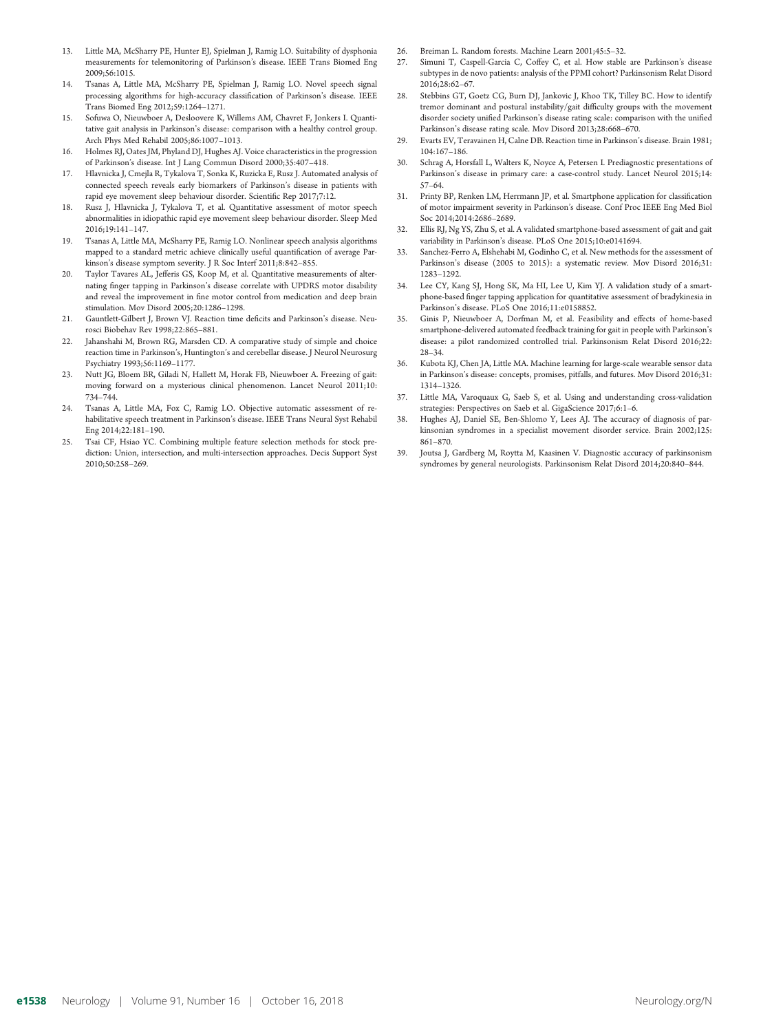13. Little MA, McSharry PE, Hunter EJ, Spielman J, Ramig LO. Suitability of dysphonia measurements for telemonitoring of Parkinson's disease. IEEE Trans Biomed Eng 2009;56:1015.
14. Tsanas A, Little MA, McSharry PE, Spielman J, Ramig LO. Novel speech signal processing algorithms for high-accuracy classification of Parkinson's disease. IEEE Trans Biomed Eng 2012;59:1264–1271.
15. Sofuwa O, Nieuwboer A, Desloovere K, Willems AM, Chavret F, Jonkers I. Quantitative gait analysis in Parkinson's disease: comparison with a healthy control group. Arch Phys Med Rehabil 2005;86:1007–1013.
16. Holmes RJ, Oates JM, Phyland DJ, Hughes AJ. Voice characteristics in the progression of Parkinson's disease. Int J Lang Commun Disord 2000;35:407–418.
17. Hlavnicka J, Cmejla R, Tykalova T, Sonka K, Ruzicka E, Rusz J. Automated analysis of connected speech reveals early biomarkers of Parkinson's disease in patients with rapid eye movement sleep behaviour disorder. Scientific Rep 2017;7:12.
18. Rusz J, Hlavnicka J, Tykalova T, et al. Quantitative assessment of motor speech abnormalities in idiopathic rapid eye movement sleep behaviour disorder. Sleep Med 2016;19:141–147.
19. Tsanas A, Little MA, McSharry PE, Ramig LO. Nonlinear speech analysis algorithms mapped to a standard metric achieve clinically useful quantification of average Parkinson's disease symptom severity. J R Soc Interf 2011;8:842–855.
20. Taylor Tavares AL, Jefferis GS, Koop M, et al. Quantitative measurements of alternating finger tapping in Parkinson's disease correlate with UPDRS motor disability and reveal the improvement in fine motor control from medication and deep brain stimulation. Mov Disord 2005;20:1286–1298.
21. Gauntlett-Gilbert J, Brown VJ. Reaction time deficits and Parkinson's disease. Neurosci Biobehav Rev 1998;22:865–881.
22. Jahanshahi M, Brown RG, Marsden CD. A comparative study of simple and choice reaction time in Parkinson's, Huntington's and cerebellar disease. J Neurol Neurosurg Psychiatry 1993;56:1169–1177.
23. Nutt JG, Bloem BR, Giladi N, Hallett M, Horak FB, Nieuwboer A. Freezing of gait: moving forward on a mysterious clinical phenomenon. Lancet Neurol 2011;10: 734–744.
24. Tsanas A, Little MA, Fox C, Ramig LO. Objective automatic assessment of rehabilitative speech treatment in Parkinson's disease. IEEE Trans Neural Syst Rehabil Eng 2014;22:181–190.
25. Tsai CF, Hsiao YC. Combining multiple feature selection methods for stock prediction: Union, intersection, and multi-intersection approaches. Decis Support Syst 2010;50:258–269.
26. Breiman L. Random forests. Machine Learn 2001;45:5–32.
27. Simuni T, Caspell-Garcia C, Coffey C, et al. How stable are Parkinson's disease subtypes in de novo patients: analysis of the PPMI cohort? Parkinsonism Relat Disord 2016;28:62–67.
28. Stebbins GT, Goetz CG, Burn DJ, Jankovic J, Khoo TK, Tilley BC. How to identify tremor dominant and postural instability/gait difficulty groups with the movement disorder society unified Parkinson's disease rating scale: comparison with the unified Parkinson's disease rating scale. Mov Disord 2013;28:668–670.
29. Evarts EV, Teravainen H, Calne DB. Reaction time in Parkinson's disease. Brain 1981; 104:167–186.
30. Schrag A, Horsfall L, Walters K, Noyce A, Petersen I. Prediagnostic presentations of Parkinson's disease in primary care: a case-control study. Lancet Neurol 2015;14: 57–64.
31. Printy BP, Renken LM, Herrmann JP, et al. Smartphone application for classification of motor impairment severity in Parkinson's disease. Conf Proc IEEE Eng Med Biol Soc 2014;2014:2686–2689.
32. Ellis RJ, Ng YS, Zhu S, et al. A validated smartphone-based assessment of gait and gait variability in Parkinson's disease. PLoS One 2015;10:e0141694.
33. Sanchez-Ferro A, Elshehabi M, Godinho C, et al. New methods for the assessment of Parkinson's disease (2005 to 2015): a systematic review. Mov Disord 2016;31: 1283–1292.
34. Lee CY, Kang SJ, Hong SK, Ma HI, Lee U, Kim YJ. A validation study of a smartphone-based finger tapping application for quantitative assessment of bradykinesia in Parkinson's disease. PLoS One 2016;11:e0158852.
35. Ginis P, Nieuwboer A, Dorfman M, et al. Feasibility and effects of home-based smartphone-delivered automated feedback training for gait in people with Parkinson's disease: a pilot randomized controlled trial. Parkinsonism Relat Disord 2016;22: 28–34.
36. Kubota KJ, Chen JA, Little MA. Machine learning for large-scale wearable sensor data in Parkinson's disease: concepts, promises, pitfalls, and futures. Mov Disord 2016;31: 1314–1326.
37. Little MA, Varoquaux G, Saeb S, et al. Using and understanding cross-validation strategies: Perspectives on Saeb et al. GigaScience 2017;6:1–6.
38. Hughes AJ, Daniel SE, Ben-Shlomo Y, Lees AJ. The accuracy of diagnosis of parkinsonian syndromes in a specialist movement disorder service. Brain 2002;125: 861–870.
39. Joutsa J, Gardberg M, Roytta M, Kaasinen V. Diagnostic accuracy of parkinsonism syndromes by general neurologists. Parkinsonism Relat Disord 2014;20:840–844.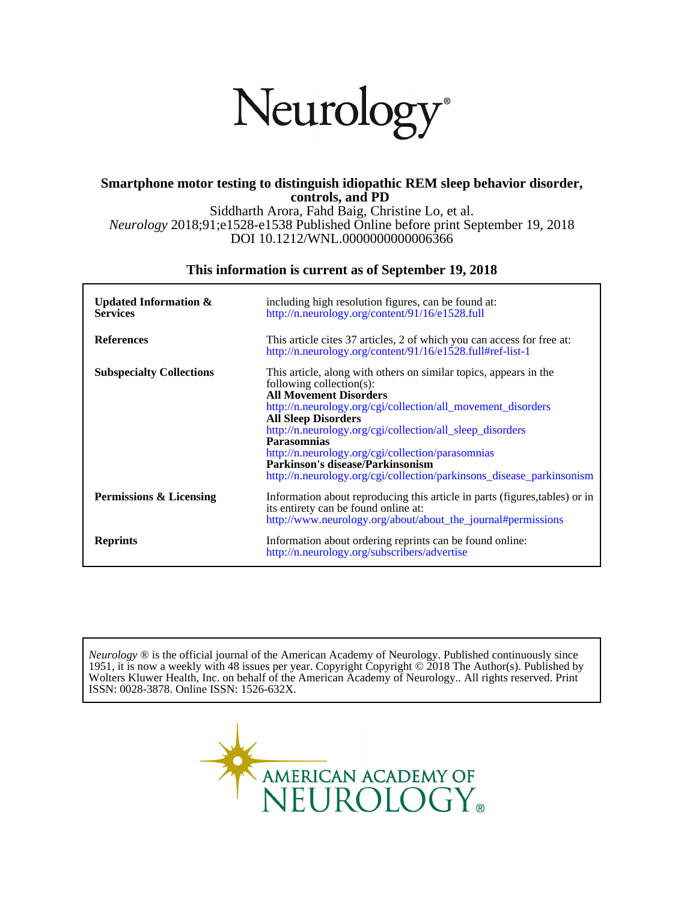# Neurology®

**Smartphone motor testing to distinguish idiopathic REM sleep behavior disorder, controls, and PD**

Siddharth Arora, Fahd Baig, Christine Lo, et al.

*Neurology* 2018;91;e1528-e1538 Published Online before print September 19, 2018

DOI 10.1212/WNL.0000000000006366

**This information is current as of September 19, 2018**

| | |
|---|---|
| **Updated Information & Services** | including high resolution figures, can be found at: http://n.neurology.org/content/91/16/e1528.full |
| **References** | This article cites 37 articles, 2 of which you can access for free at: http://n.neurology.org/content/91/16/e1528.full#ref-list-1 |
| **Subspecialty Collections** | This article, along with others on similar topics, appears in the following collection(s): **All Movement Disorders** http://n.neurology.org/cgi/collection/all_movement_disorders **All Sleep Disorders** http://n.neurology.org/cgi/collection/all_sleep_disorders **Parasomnias** http://n.neurology.org/cgi/collection/parasomnias **Parkinson's disease/Parkinsonism** http://n.neurology.org/cgi/collection/parkinsons_disease_parkinsonism |
| **Permissions & Licensing** | Information about reproducing this article in parts (figures,tables) or in its entirety can be found online at: http://www.neurology.org/about/about_the_journal#permissions |
| **Reprints** | Information about ordering reprints can be found online: http://n.neurology.org/subscribers/advertise |

*Neurology* ® is the official journal of the American Academy of Neurology. Published continuously since 1951, it is now a weekly with 48 issues per year. Copyright Copyright © 2018 The Author(s). Published by Wolters Kluwer Health, Inc. on behalf of the American Academy of Neurology.. All rights reserved. Print ISSN: 0028-3878. Online ISSN: 1526-632X.

AMERICAN ACADEMY OF NEUROLOGY®